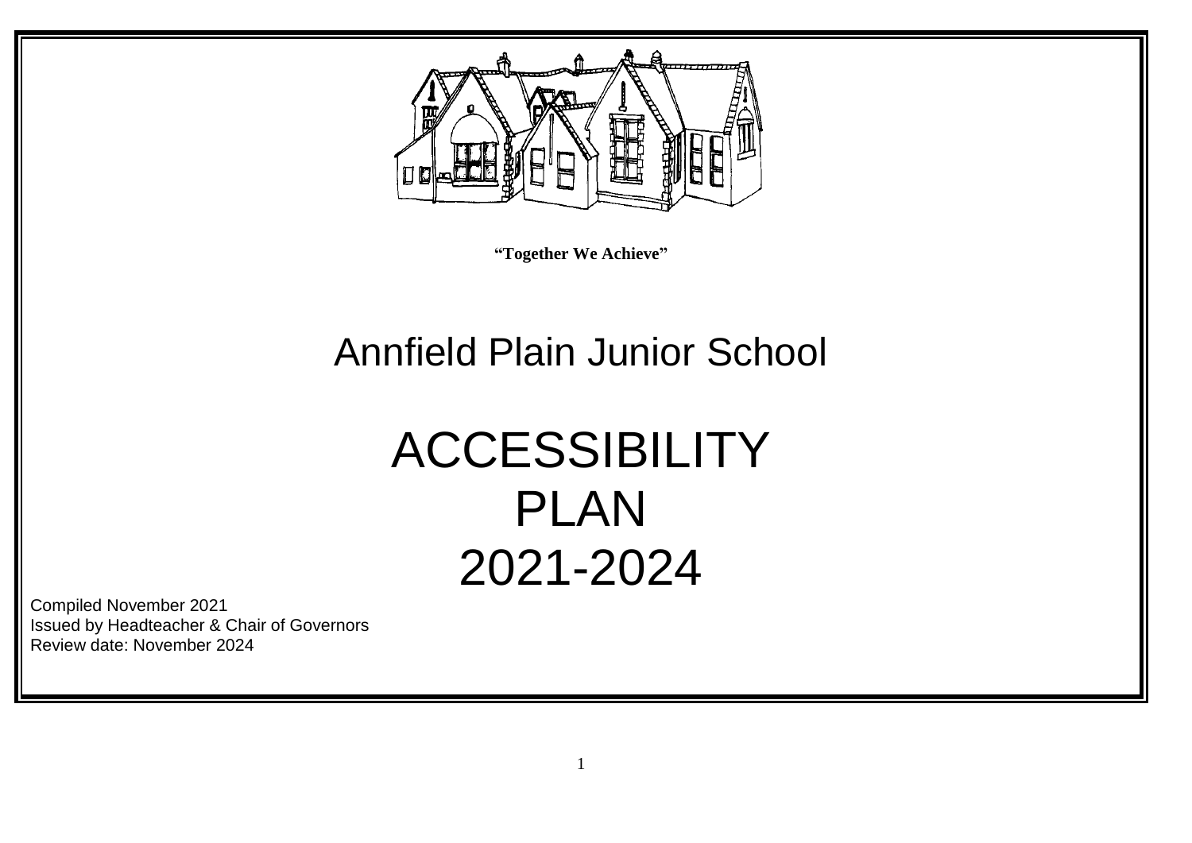**"Together We Achieve"**

# Annfield Plain Junior School

# ACCESSIBILITY PLAN 2021-2024

Compiled November 2021
Issued by Headteacher & Chair of Governors
Review date: November 2024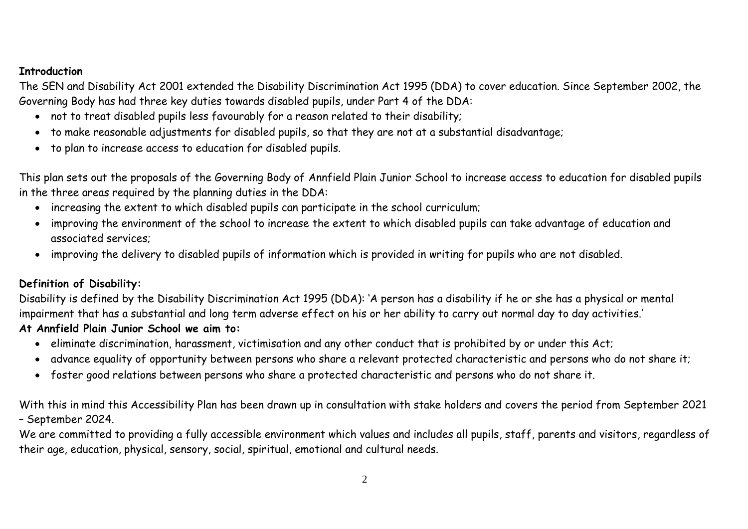**Introduction**

The SEN and Disability Act 2001 extended the Disability Discrimination Act 1995 (DDA) to cover education. Since September 2002, the Governing Body has had three key duties towards disabled pupils, under Part 4 of the DDA:

- not to treat disabled pupils less favourably for a reason related to their disability;
- to make reasonable adjustments for disabled pupils, so that they are not at a substantial disadvantage;
- to plan to increase access to education for disabled pupils.

This plan sets out the proposals of the Governing Body of Annfield Plain Junior School to increase access to education for disabled pupils in the three areas required by the planning duties in the DDA:

- increasing the extent to which disabled pupils can participate in the school curriculum;
- improving the environment of the school to increase the extent to which disabled pupils can take advantage of education and associated services;
- improving the delivery to disabled pupils of information which is provided in writing for pupils who are not disabled.

**Definition of Disability:**

Disability is defined by the Disability Discrimination Act 1995 (DDA): 'A person has a disability if he or she has a physical or mental impairment that has a substantial and long term adverse effect on his or her ability to carry out normal day to day activities.'

**At Annfield Plain Junior School we aim to:**

- eliminate discrimination, harassment, victimisation and any other conduct that is prohibited by or under this Act;
- advance equality of opportunity between persons who share a relevant protected characteristic and persons who do not share it;
- foster good relations between persons who share a protected characteristic and persons who do not share it.

With this in mind this Accessibility Plan has been drawn up in consultation with stake holders and covers the period from September 2021 – September 2024.

We are committed to providing a fully accessible environment which values and includes all pupils, staff, parents and visitors, regardless of their age, education, physical, sensory, social, spiritual, emotional and cultural needs.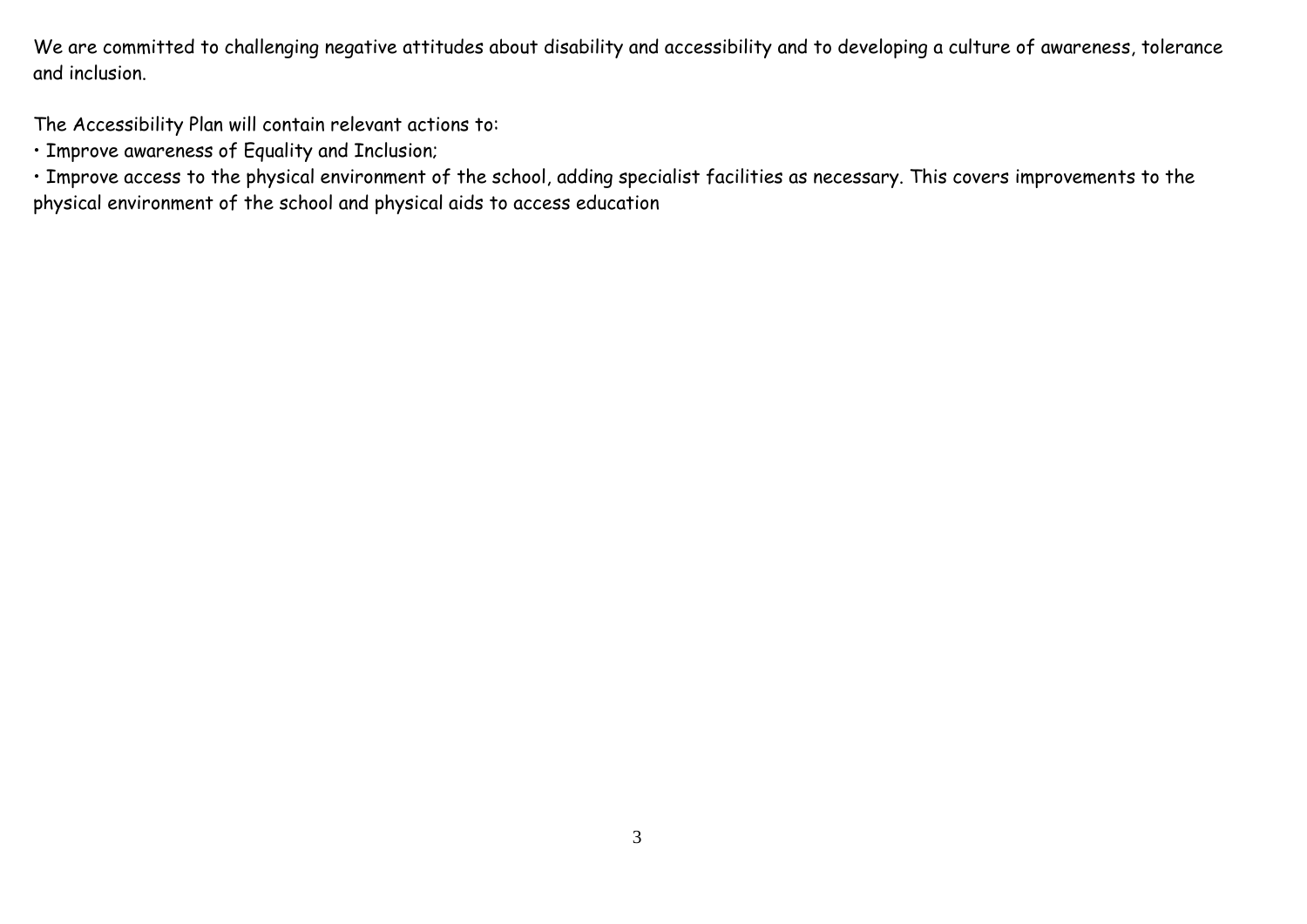We are committed to challenging negative attitudes about disability and accessibility and to developing a culture of awareness, tolerance and inclusion.

The Accessibility Plan will contain relevant actions to:

- Improve awareness of Equality and Inclusion;
- Improve access to the physical environment of the school, adding specialist facilities as necessary. This covers improvements to the physical environment of the school and physical aids to access education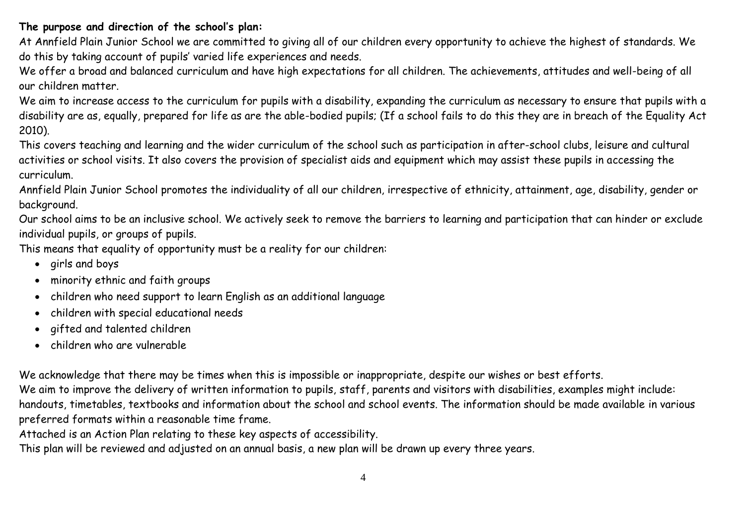**The purpose and direction of the school's plan:**

At Annfield Plain Junior School we are committed to giving all of our children every opportunity to achieve the highest of standards. We do this by taking account of pupils' varied life experiences and needs.

We offer a broad and balanced curriculum and have high expectations for all children. The achievements, attitudes and well-being of all our children matter.

We aim to increase access to the curriculum for pupils with a disability, expanding the curriculum as necessary to ensure that pupils with a disability are as, equally, prepared for life as are the able-bodied pupils; (If a school fails to do this they are in breach of the Equality Act 2010).

This covers teaching and learning and the wider curriculum of the school such as participation in after-school clubs, leisure and cultural activities or school visits. It also covers the provision of specialist aids and equipment which may assist these pupils in accessing the curriculum.

Annfield Plain Junior School promotes the individuality of all our children, irrespective of ethnicity, attainment, age, disability, gender or background.

Our school aims to be an inclusive school. We actively seek to remove the barriers to learning and participation that can hinder or exclude individual pupils, or groups of pupils.

This means that equality of opportunity must be a reality for our children:

- girls and boys
- minority ethnic and faith groups
- children who need support to learn English as an additional language
- children with special educational needs
- gifted and talented children
- children who are vulnerable

We acknowledge that there may be times when this is impossible or inappropriate, despite our wishes or best efforts.

We aim to improve the delivery of written information to pupils, staff, parents and visitors with disabilities, examples might include: handouts, timetables, textbooks and information about the school and school events. The information should be made available in various preferred formats within a reasonable time frame.

Attached is an Action Plan relating to these key aspects of accessibility.

This plan will be reviewed and adjusted on an annual basis, a new plan will be drawn up every three years.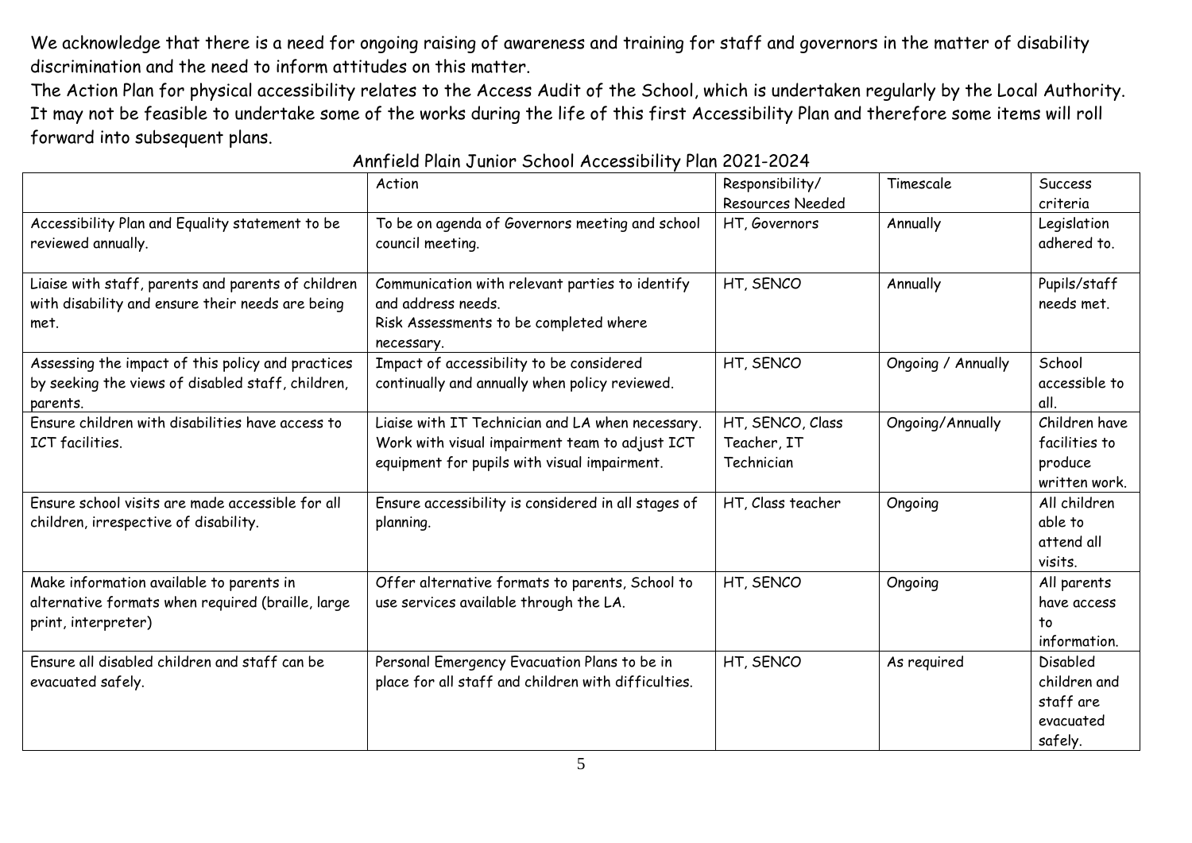We acknowledge that there is a need for ongoing raising of awareness and training for staff and governors in the matter of disability discrimination and the need to inform attitudes on this matter.

The Action Plan for physical accessibility relates to the Access Audit of the School, which is undertaken regularly by the Local Authority. It may not be feasible to undertake some of the works during the life of this first Accessibility Plan and therefore some items will roll forward into subsequent plans.

Annfield Plain Junior School Accessibility Plan 2021-2024

| | Action | Responsibility/ Resources Needed | Timescale | Success criteria |
|---|---|---|---|---|
| Accessibility Plan and Equality statement to be reviewed annually. | To be on agenda of Governors meeting and school council meeting. | HT, Governors | Annually | Legislation adhered to. |
| Liaise with staff, parents and parents of children with disability and ensure their needs are being met. | Communication with relevant parties to identify and address needs. Risk Assessments to be completed where necessary. | HT, SENCO | Annually | Pupils/staff needs met. |
| Assessing the impact of this policy and practices by seeking the views of disabled staff, children, parents. | Impact of accessibility to be considered continually and annually when policy reviewed. | HT, SENCO | Ongoing / Annually | School accessible to all. |
| Ensure children with disabilities have access to ICT facilities. | Liaise with IT Technician and LA when necessary. Work with visual impairment team to adjust ICT equipment for pupils with visual impairment. | HT, SENCO, Class Teacher, IT Technician | Ongoing/Annually | Children have facilities to produce written work. |
| Ensure school visits are made accessible for all children, irrespective of disability. | Ensure accessibility is considered in all stages of planning. | HT, Class teacher | Ongoing | All children able to attend all visits. |
| Make information available to parents in alternative formats when required (braille, large print, interpreter) | Offer alternative formats to parents, School to use services available through the LA. | HT, SENCO | Ongoing | All parents have access to information. |
| Ensure all disabled children and staff can be evacuated safely. | Personal Emergency Evacuation Plans to be in place for all staff and children with difficulties. | HT, SENCO | As required | Disabled children and staff are evacuated safely. |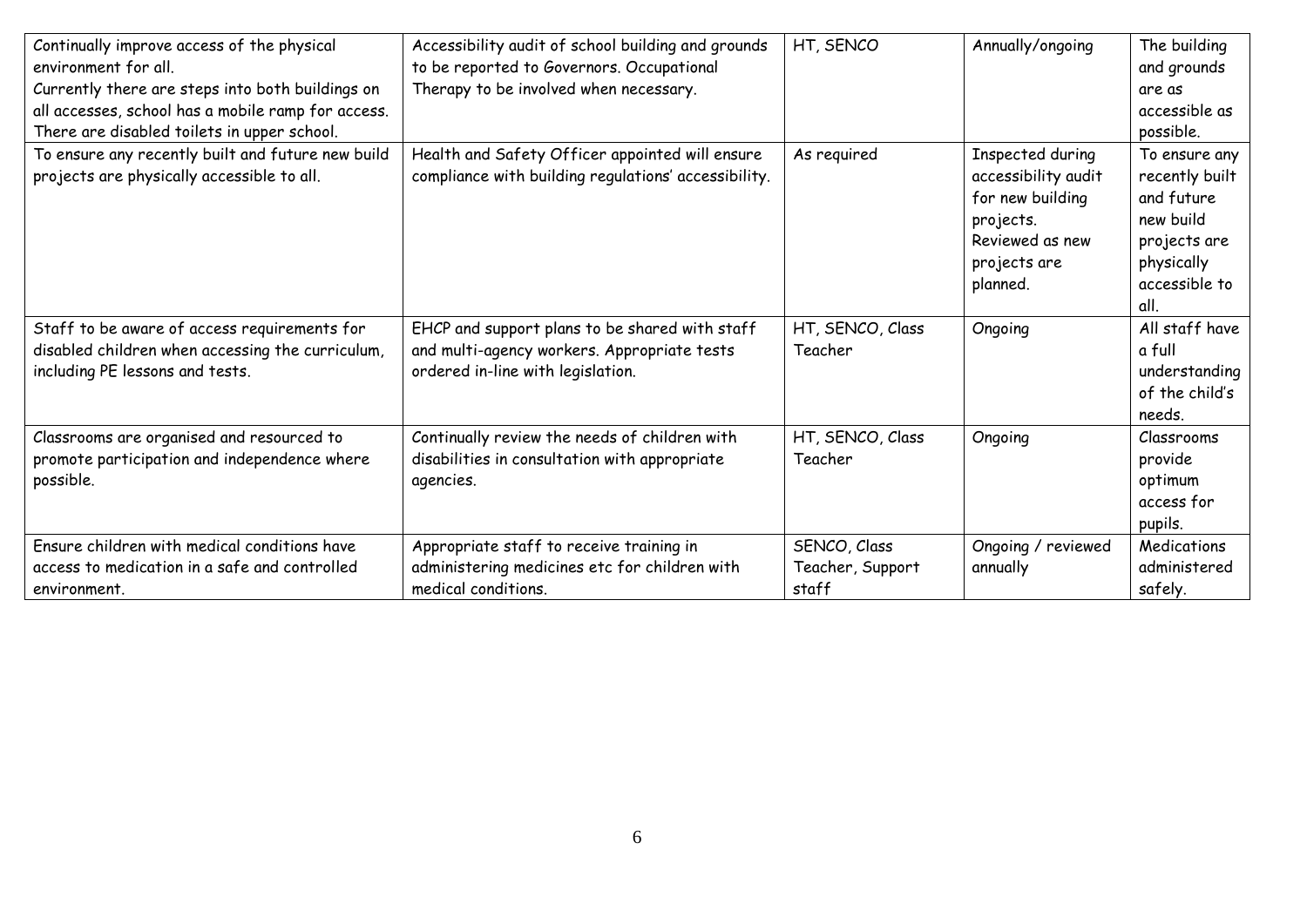| | | | | |
|---|---|---|---|---|
| Continually improve access of the physical environment for all. Currently there are steps into both buildings on all accesses, school has a mobile ramp for access. There are disabled toilets in upper school. | Accessibility audit of school building and grounds to be reported to Governors. Occupational Therapy to be involved when necessary. | HT, SENCO | Annually/ongoing | The building and grounds are as accessible as possible. |
| To ensure any recently built and future new build projects are physically accessible to all. | Health and Safety Officer appointed will ensure compliance with building regulations' accessibility. | As required | Inspected during accessibility audit for new building projects. Reviewed as new projects are planned. | To ensure any recently built and future new build projects are physically accessible to all. |
| Staff to be aware of access requirements for disabled children when accessing the curriculum, including PE lessons and tests. | EHCP and support plans to be shared with staff and multi-agency workers. Appropriate tests ordered in-line with legislation. | HT, SENCO, Class Teacher | Ongoing | All staff have a full understanding of the child's needs. |
| Classrooms are organised and resourced to promote participation and independence where possible. | Continually review the needs of children with disabilities in consultation with appropriate agencies. | HT, SENCO, Class Teacher | Ongoing | Classrooms provide optimum access for pupils. |
| Ensure children with medical conditions have access to medication in a safe and controlled environment. | Appropriate staff to receive training in administering medicines etc for children with medical conditions. | SENCO, Class Teacher, Support staff | Ongoing / reviewed annually | Medications administered safely. |